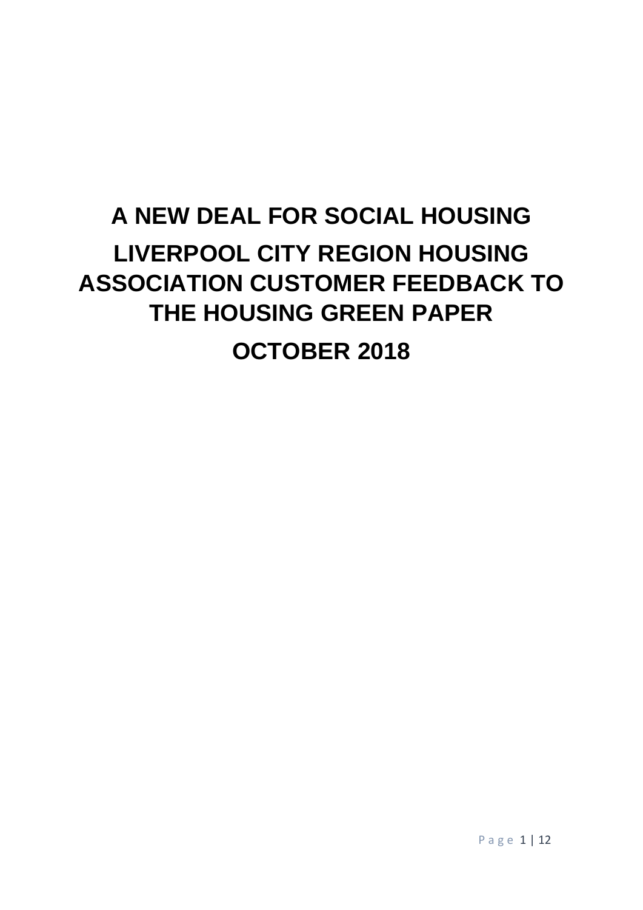# A NEW DEAL FOR SOCIAL HOUSING

# LIVERPOOL CITY REGION HOUSING ASSOCIATION CUSTOMER FEEDBACK TO THE HOUSING GREEN PAPER

# OCTOBER 2018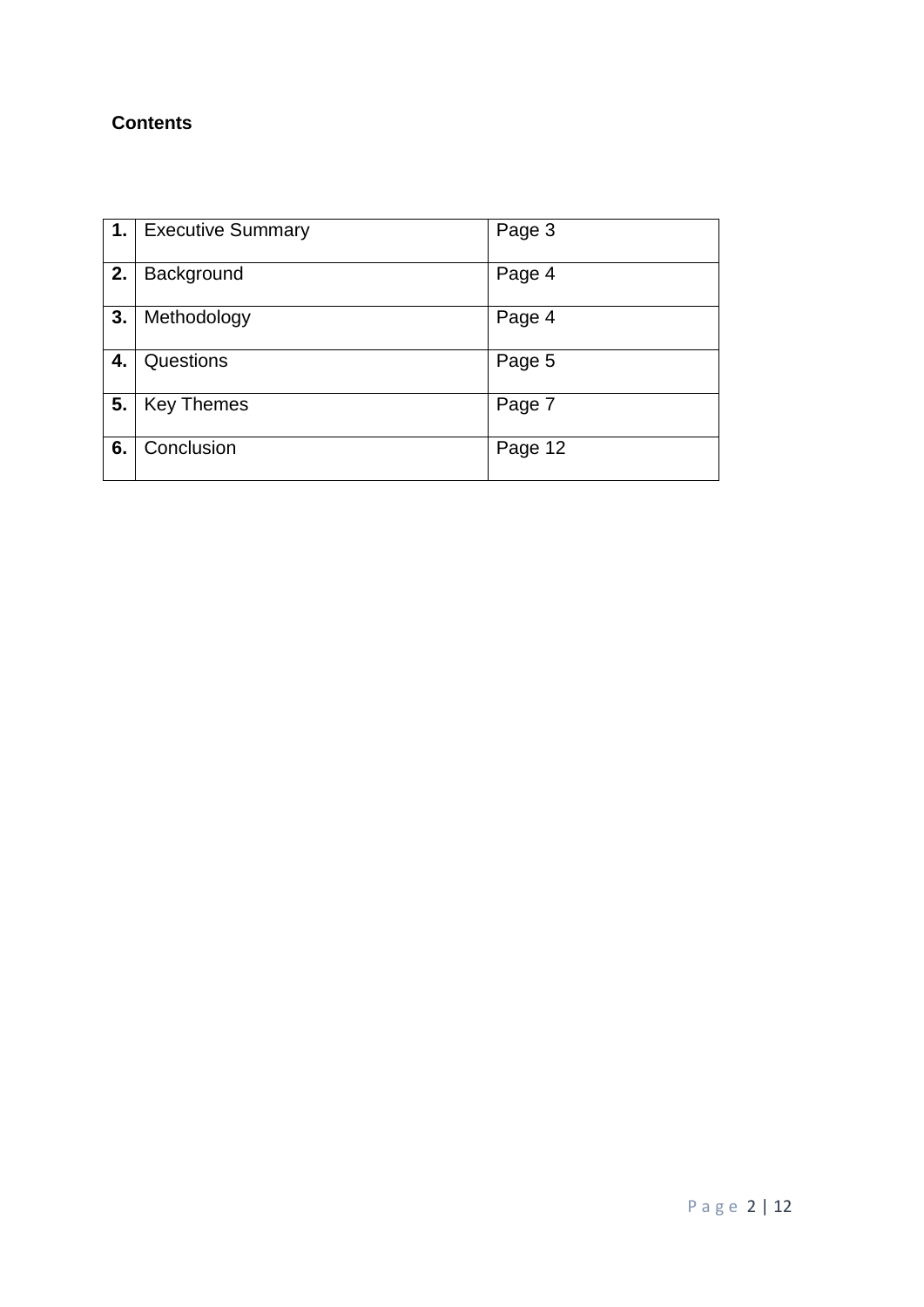**Contents**

| | | |
|---|---|---|
| **1.** | Executive Summary | Page 3 |
| **2.** | Background | Page 4 |
| **3.** | Methodology | Page 4 |
| **4.** | Questions | Page 5 |
| **5.** | Key Themes | Page 7 |
| **6.** | Conclusion | Page 12 |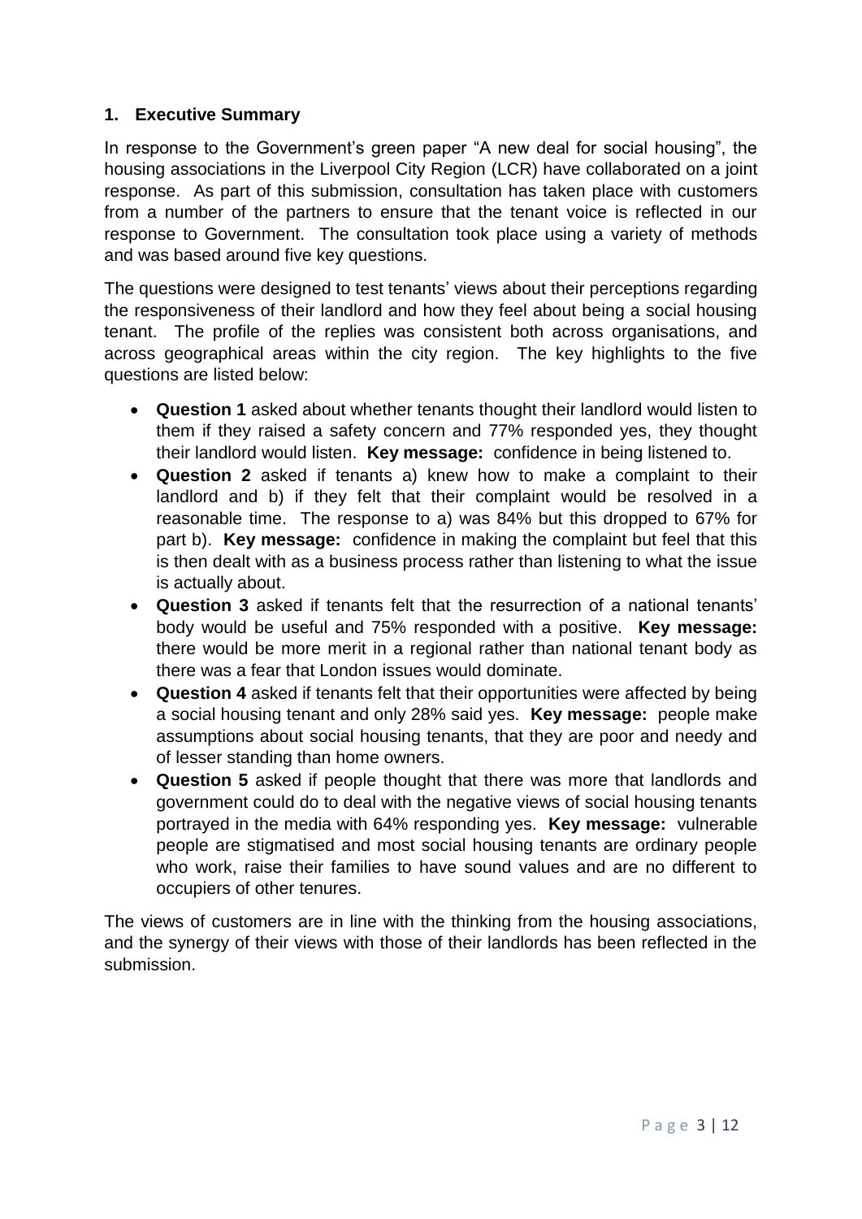## 1. Executive Summary

In response to the Government's green paper "A new deal for social housing", the housing associations in the Liverpool City Region (LCR) have collaborated on a joint response. As part of this submission, consultation has taken place with customers from a number of the partners to ensure that the tenant voice is reflected in our response to Government. The consultation took place using a variety of methods and was based around five key questions.

The questions were designed to test tenants' views about their perceptions regarding the responsiveness of their landlord and how they feel about being a social housing tenant. The profile of the replies was consistent both across organisations, and across geographical areas within the city region. The key highlights to the five questions are listed below:

- **Question 1** asked about whether tenants thought their landlord would listen to them if they raised a safety concern and 77% responded yes, they thought their landlord would listen. **Key message:** confidence in being listened to.
- **Question 2** asked if tenants a) knew how to make a complaint to their landlord and b) if they felt that their complaint would be resolved in a reasonable time. The response to a) was 84% but this dropped to 67% for part b). **Key message:** confidence in making the complaint but feel that this is then dealt with as a business process rather than listening to what the issue is actually about.
- **Question 3** asked if tenants felt that the resurrection of a national tenants' body would be useful and 75% responded with a positive. **Key message:** there would be more merit in a regional rather than national tenant body as there was a fear that London issues would dominate.
- **Question 4** asked if tenants felt that their opportunities were affected by being a social housing tenant and only 28% said yes. **Key message:** people make assumptions about social housing tenants, that they are poor and needy and of lesser standing than home owners.
- **Question 5** asked if people thought that there was more that landlords and government could do to deal with the negative views of social housing tenants portrayed in the media with 64% responding yes. **Key message:** vulnerable people are stigmatised and most social housing tenants are ordinary people who work, raise their families to have sound values and are no different to occupiers of other tenures.

The views of customers are in line with the thinking from the housing associations, and the synergy of their views with those of their landlords has been reflected in the submission.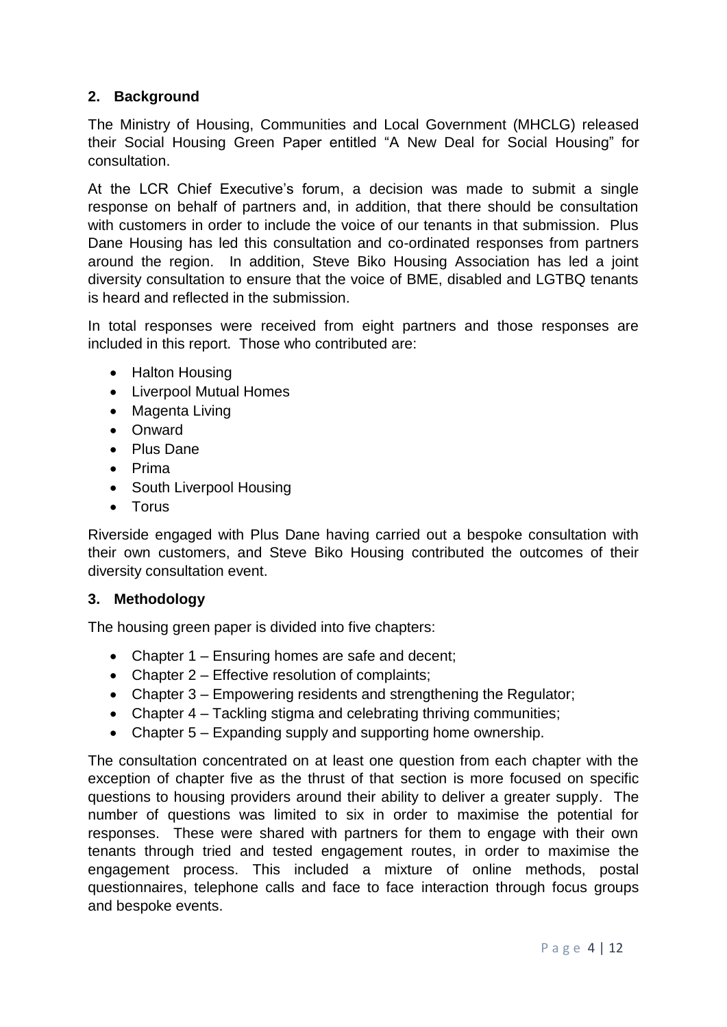## 2. Background

The Ministry of Housing, Communities and Local Government (MHCLG) released their Social Housing Green Paper entitled "A New Deal for Social Housing" for consultation.

At the LCR Chief Executive's forum, a decision was made to submit a single response on behalf of partners and, in addition, that there should be consultation with customers in order to include the voice of our tenants in that submission. Plus Dane Housing has led this consultation and co-ordinated responses from partners around the region. In addition, Steve Biko Housing Association has led a joint diversity consultation to ensure that the voice of BME, disabled and LGTBQ tenants is heard and reflected in the submission.

In total responses were received from eight partners and those responses are included in this report. Those who contributed are:

- Halton Housing
- Liverpool Mutual Homes
- Magenta Living
- Onward
- Plus Dane
- Prima
- South Liverpool Housing
- Torus

Riverside engaged with Plus Dane having carried out a bespoke consultation with their own customers, and Steve Biko Housing contributed the outcomes of their diversity consultation event.

## 3. Methodology

The housing green paper is divided into five chapters:

- Chapter 1 – Ensuring homes are safe and decent;
- Chapter 2 – Effective resolution of complaints;
- Chapter 3 – Empowering residents and strengthening the Regulator;
- Chapter 4 – Tackling stigma and celebrating thriving communities;
- Chapter 5 – Expanding supply and supporting home ownership.

The consultation concentrated on at least one question from each chapter with the exception of chapter five as the thrust of that section is more focused on specific questions to housing providers around their ability to deliver a greater supply. The number of questions was limited to six in order to maximise the potential for responses. These were shared with partners for them to engage with their own tenants through tried and tested engagement routes, in order to maximise the engagement process. This included a mixture of online methods, postal questionnaires, telephone calls and face to face interaction through focus groups and bespoke events.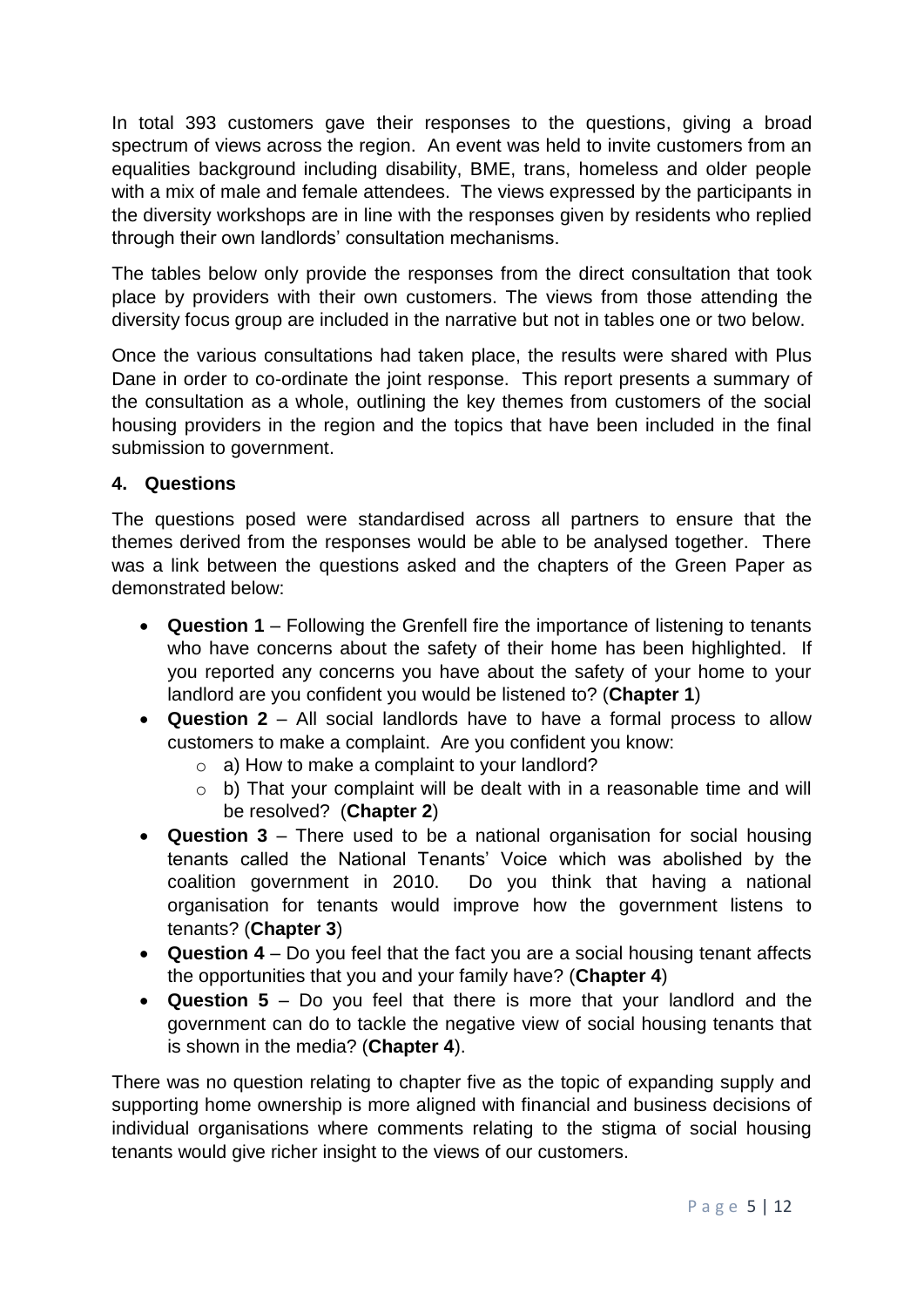In total 393 customers gave their responses to the questions, giving a broad spectrum of views across the region. An event was held to invite customers from an equalities background including disability, BME, trans, homeless and older people with a mix of male and female attendees. The views expressed by the participants in the diversity workshops are in line with the responses given by residents who replied through their own landlords' consultation mechanisms.

The tables below only provide the responses from the direct consultation that took place by providers with their own customers. The views from those attending the diversity focus group are included in the narrative but not in tables one or two below.

Once the various consultations had taken place, the results were shared with Plus Dane in order to co-ordinate the joint response. This report presents a summary of the consultation as a whole, outlining the key themes from customers of the social housing providers in the region and the topics that have been included in the final submission to government.

## 4. Questions

The questions posed were standardised across all partners to ensure that the themes derived from the responses would be able to be analysed together. There was a link between the questions asked and the chapters of the Green Paper as demonstrated below:

- **Question 1** – Following the Grenfell fire the importance of listening to tenants who have concerns about the safety of their home has been highlighted. If you reported any concerns you have about the safety of your home to your landlord are you confident you would be listened to? (**Chapter 1**)
- **Question 2** – All social landlords have to have a formal process to allow customers to make a complaint. Are you confident you know:
  - a) How to make a complaint to your landlord?
  - b) That your complaint will be dealt with in a reasonable time and will be resolved? (**Chapter 2**)
- **Question 3** – There used to be a national organisation for social housing tenants called the National Tenants' Voice which was abolished by the coalition government in 2010. Do you think that having a national organisation for tenants would improve how the government listens to tenants? (**Chapter 3**)
- **Question 4** – Do you feel that the fact you are a social housing tenant affects the opportunities that you and your family have? (**Chapter 4**)
- **Question 5** – Do you feel that there is more that your landlord and the government can do to tackle the negative view of social housing tenants that is shown in the media? (**Chapter 4**).

There was no question relating to chapter five as the topic of expanding supply and supporting home ownership is more aligned with financial and business decisions of individual organisations where comments relating to the stigma of social housing tenants would give richer insight to the views of our customers.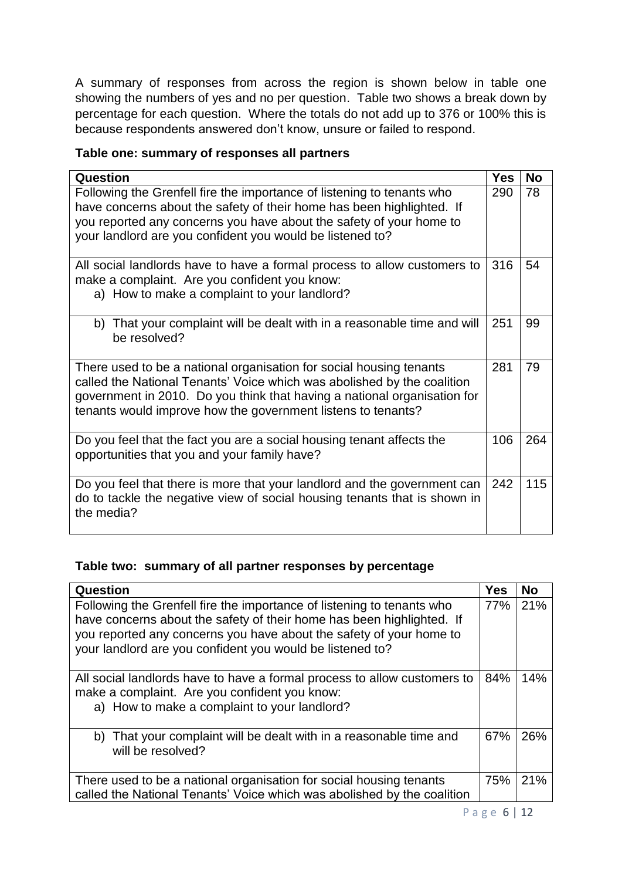A summary of responses from across the region is shown below in table one showing the numbers of yes and no per question. Table two shows a break down by percentage for each question. Where the totals do not add up to 376 or 100% this is because respondents answered don't know, unsure or failed to respond.

**Table one: summary of responses all partners**

| Question | Yes | No |
|---|---|---|
| Following the Grenfell fire the importance of listening to tenants who have concerns about the safety of their home has been highlighted. If you reported any concerns you have about the safety of your home to your landlord are you confident you would be listened to? | 290 | 78 |
| All social landlords have to have a formal process to allow customers to make a complaint. Are you confident you know: a) How to make a complaint to your landlord? | 316 | 54 |
| b) That your complaint will be dealt with in a reasonable time and will be resolved? | 251 | 99 |
| There used to be a national organisation for social housing tenants called the National Tenants' Voice which was abolished by the coalition government in 2010. Do you think that having a national organisation for tenants would improve how the government listens to tenants? | 281 | 79 |
| Do you feel that the fact you are a social housing tenant affects the opportunities that you and your family have? | 106 | 264 |
| Do you feel that there is more that your landlord and the government can do to tackle the negative view of social housing tenants that is shown in the media? | 242 | 115 |

**Table two: summary of all partner responses by percentage**

| Question | Yes | No |
|---|---|---|
| Following the Grenfell fire the importance of listening to tenants who have concerns about the safety of their home has been highlighted. If you reported any concerns you have about the safety of your home to your landlord are you confident you would be listened to? | 77% | 21% |
| All social landlords have to have a formal process to allow customers to make a complaint. Are you confident you know: a) How to make a complaint to your landlord? | 84% | 14% |
| b) That your complaint will be dealt with in a reasonable time and will be resolved? | 67% | 26% |
| There used to be a national organisation for social housing tenants called the National Tenants' Voice which was abolished by the coalition | 75% | 21% |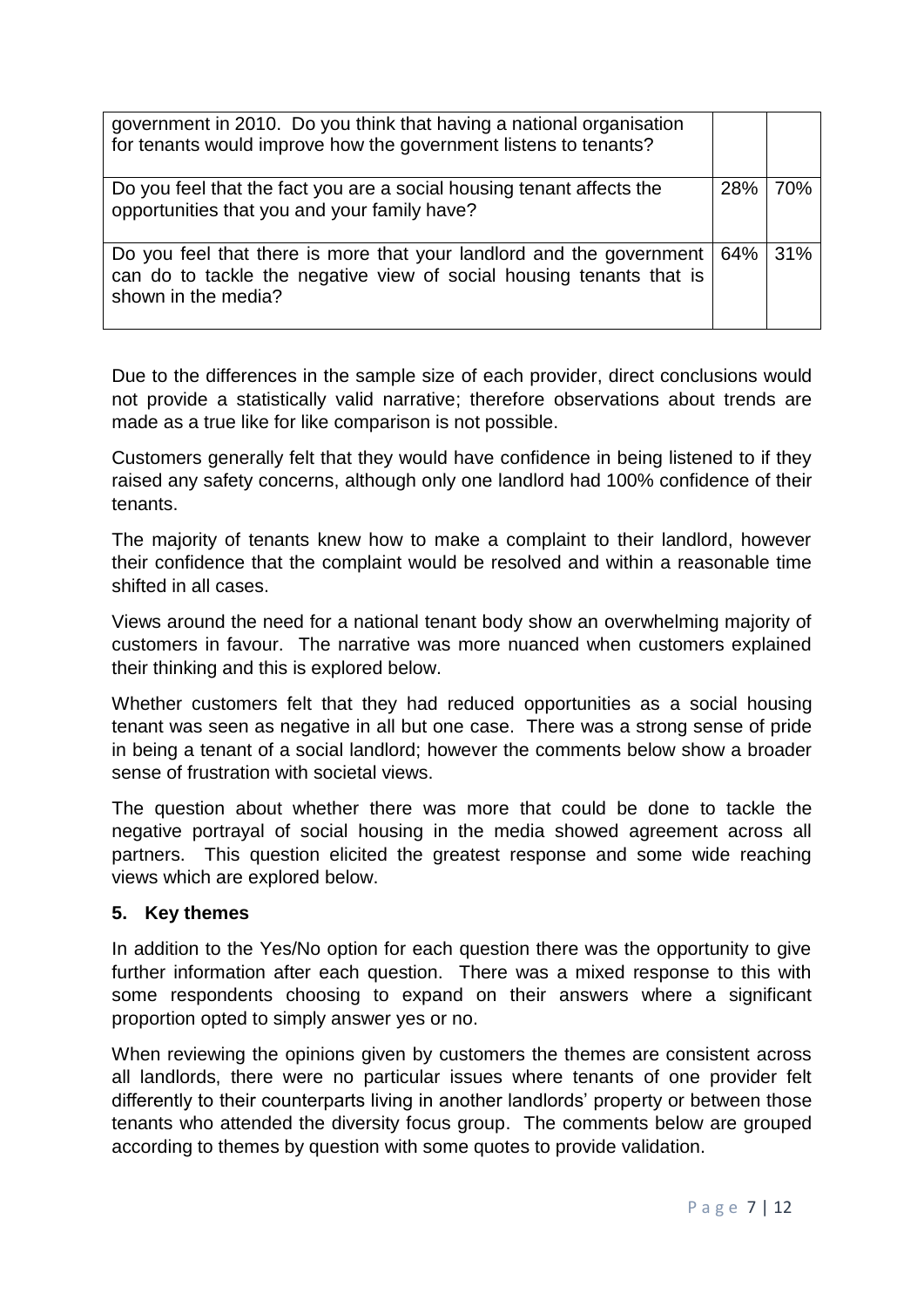| | | |
|---|---|---|
| government in 2010. Do you think that having a national organisation for tenants would improve how the government listens to tenants? | | |
| Do you feel that the fact you are a social housing tenant affects the opportunities that you and your family have? | 28% | 70% |
| Do you feel that there is more that your landlord and the government can do to tackle the negative view of social housing tenants that is shown in the media? | 64% | 31% |

Due to the differences in the sample size of each provider, direct conclusions would not provide a statistically valid narrative; therefore observations about trends are made as a true like for like comparison is not possible.

Customers generally felt that they would have confidence in being listened to if they raised any safety concerns, although only one landlord had 100% confidence of their tenants.

The majority of tenants knew how to make a complaint to their landlord, however their confidence that the complaint would be resolved and within a reasonable time shifted in all cases.

Views around the need for a national tenant body show an overwhelming majority of customers in favour. The narrative was more nuanced when customers explained their thinking and this is explored below.

Whether customers felt that they had reduced opportunities as a social housing tenant was seen as negative in all but one case. There was a strong sense of pride in being a tenant of a social landlord; however the comments below show a broader sense of frustration with societal views.

The question about whether there was more that could be done to tackle the negative portrayal of social housing in the media showed agreement across all partners. This question elicited the greatest response and some wide reaching views which are explored below.

## 5. Key themes

In addition to the Yes/No option for each question there was the opportunity to give further information after each question. There was a mixed response to this with some respondents choosing to expand on their answers where a significant proportion opted to simply answer yes or no.

When reviewing the opinions given by customers the themes are consistent across all landlords, there were no particular issues where tenants of one provider felt differently to their counterparts living in another landlords' property or between those tenants who attended the diversity focus group. The comments below are grouped according to themes by question with some quotes to provide validation.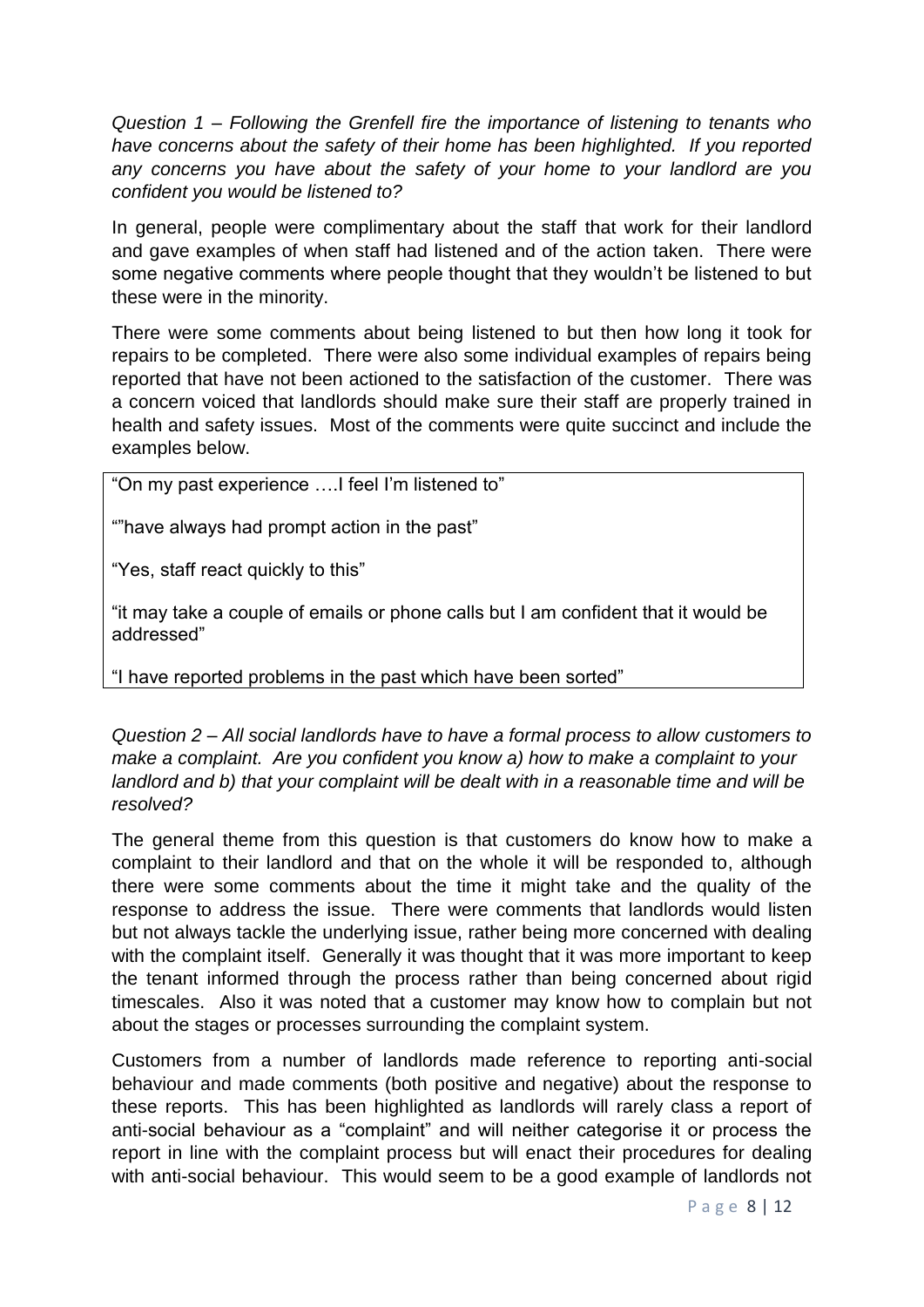*Question 1 – Following the Grenfell fire the importance of listening to tenants who have concerns about the safety of their home has been highlighted. If you reported any concerns you have about the safety of your home to your landlord are you confident you would be listened to?*

In general, people were complimentary about the staff that work for their landlord and gave examples of when staff had listened and of the action taken. There were some negative comments where people thought that they wouldn't be listened to but these were in the minority.

There were some comments about being listened to but then how long it took for repairs to be completed. There were also some individual examples of repairs being reported that have not been actioned to the satisfaction of the customer. There was a concern voiced that landlords should make sure their staff are properly trained in health and safety issues. Most of the comments were quite succinct and include the examples below.

> "On my past experience ….I feel I'm listened to"
>
> ""have always had prompt action in the past"
>
> "Yes, staff react quickly to this"
>
> "it may take a couple of emails or phone calls but I am confident that it would be addressed"
>
> "I have reported problems in the past which have been sorted"

*Question 2 – All social landlords have to have a formal process to allow customers to make a complaint. Are you confident you know a) how to make a complaint to your landlord and b) that your complaint will be dealt with in a reasonable time and will be resolved?*

The general theme from this question is that customers do know how to make a complaint to their landlord and that on the whole it will be responded to, although there were some comments about the time it might take and the quality of the response to address the issue. There were comments that landlords would listen but not always tackle the underlying issue, rather being more concerned with dealing with the complaint itself. Generally it was thought that it was more important to keep the tenant informed through the process rather than being concerned about rigid timescales. Also it was noted that a customer may know how to complain but not about the stages or processes surrounding the complaint system.

Customers from a number of landlords made reference to reporting anti-social behaviour and made comments (both positive and negative) about the response to these reports. This has been highlighted as landlords will rarely class a report of anti-social behaviour as a "complaint" and will neither categorise it or process the report in line with the complaint process but will enact their procedures for dealing with anti-social behaviour. This would seem to be a good example of landlords not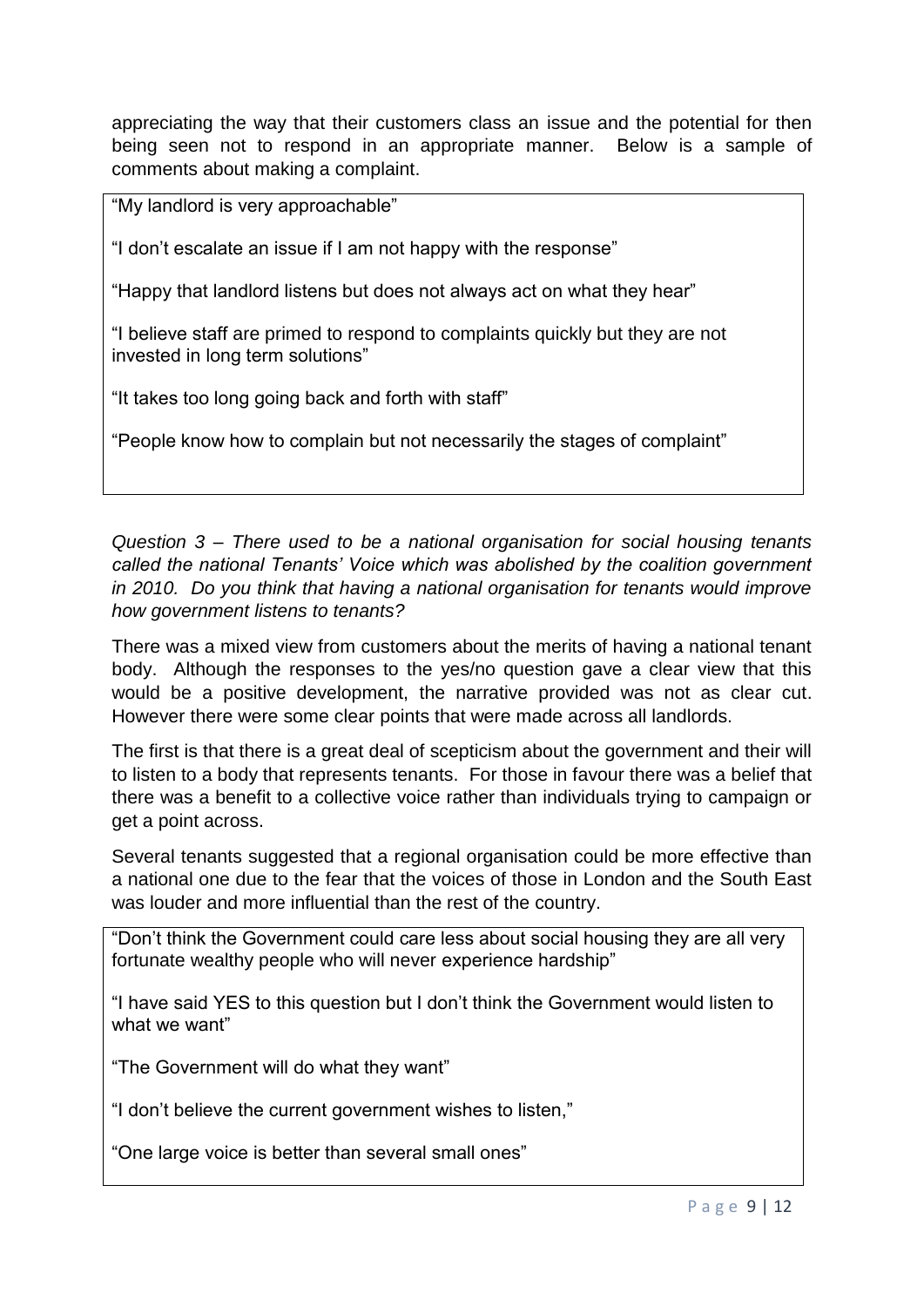appreciating the way that their customers class an issue and the potential for then being seen not to respond in an appropriate manner. Below is a sample of comments about making a complaint.

> "My landlord is very approachable"
>
> "I don't escalate an issue if I am not happy with the response"
>
> "Happy that landlord listens but does not always act on what they hear"
>
> "I believe staff are primed to respond to complaints quickly but they are not invested in long term solutions"
>
> "It takes too long going back and forth with staff"
>
> "People know how to complain but not necessarily the stages of complaint"

*Question 3 – There used to be a national organisation for social housing tenants called the national Tenants' Voice which was abolished by the coalition government in 2010. Do you think that having a national organisation for tenants would improve how government listens to tenants?*

There was a mixed view from customers about the merits of having a national tenant body. Although the responses to the yes/no question gave a clear view that this would be a positive development, the narrative provided was not as clear cut. However there were some clear points that were made across all landlords.

The first is that there is a great deal of scepticism about the government and their will to listen to a body that represents tenants. For those in favour there was a belief that there was a benefit to a collective voice rather than individuals trying to campaign or get a point across.

Several tenants suggested that a regional organisation could be more effective than a national one due to the fear that the voices of those in London and the South East was louder and more influential than the rest of the country.

> "Don't think the Government could care less about social housing they are all very fortunate wealthy people who will never experience hardship"
>
> "I have said YES to this question but I don't think the Government would listen to what we want"
>
> "The Government will do what they want"
>
> "I don't believe the current government wishes to listen,"
>
> "One large voice is better than several small ones"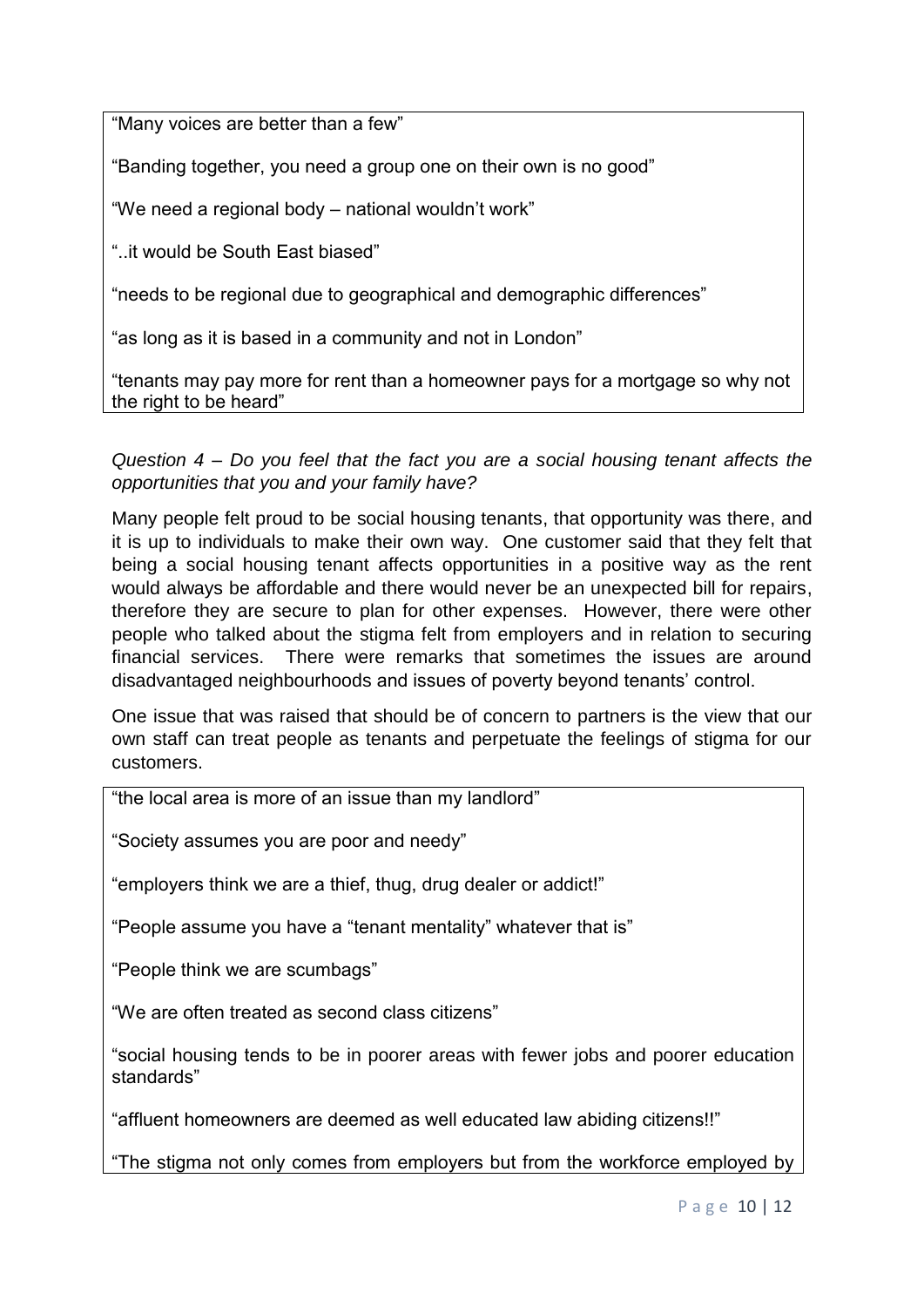"Many voices are better than a few"

"Banding together, you need a group one on their own is no good"

"We need a regional body – national wouldn't work"

"..it would be South East biased"

"needs to be regional due to geographical and demographic differences"

"as long as it is based in a community and not in London"

"tenants may pay more for rent than a homeowner pays for a mortgage so why not the right to be heard"

*Question 4 – Do you feel that the fact you are a social housing tenant affects the opportunities that you and your family have?*

Many people felt proud to be social housing tenants, that opportunity was there, and it is up to individuals to make their own way. One customer said that they felt that being a social housing tenant affects opportunities in a positive way as the rent would always be affordable and there would never be an unexpected bill for repairs, therefore they are secure to plan for other expenses. However, there were other people who talked about the stigma felt from employers and in relation to securing financial services. There were remarks that sometimes the issues are around disadvantaged neighbourhoods and issues of poverty beyond tenants' control.

One issue that was raised that should be of concern to partners is the view that our own staff can treat people as tenants and perpetuate the feelings of stigma for our customers.

"the local area is more of an issue than my landlord"

"Society assumes you are poor and needy"

"employers think we are a thief, thug, drug dealer or addict!"

"People assume you have a "tenant mentality" whatever that is"

"People think we are scumbags"

"We are often treated as second class citizens"

"social housing tends to be in poorer areas with fewer jobs and poorer education standards"

"affluent homeowners are deemed as well educated law abiding citizens!!"

"The stigma not only comes from employers but from the workforce employed by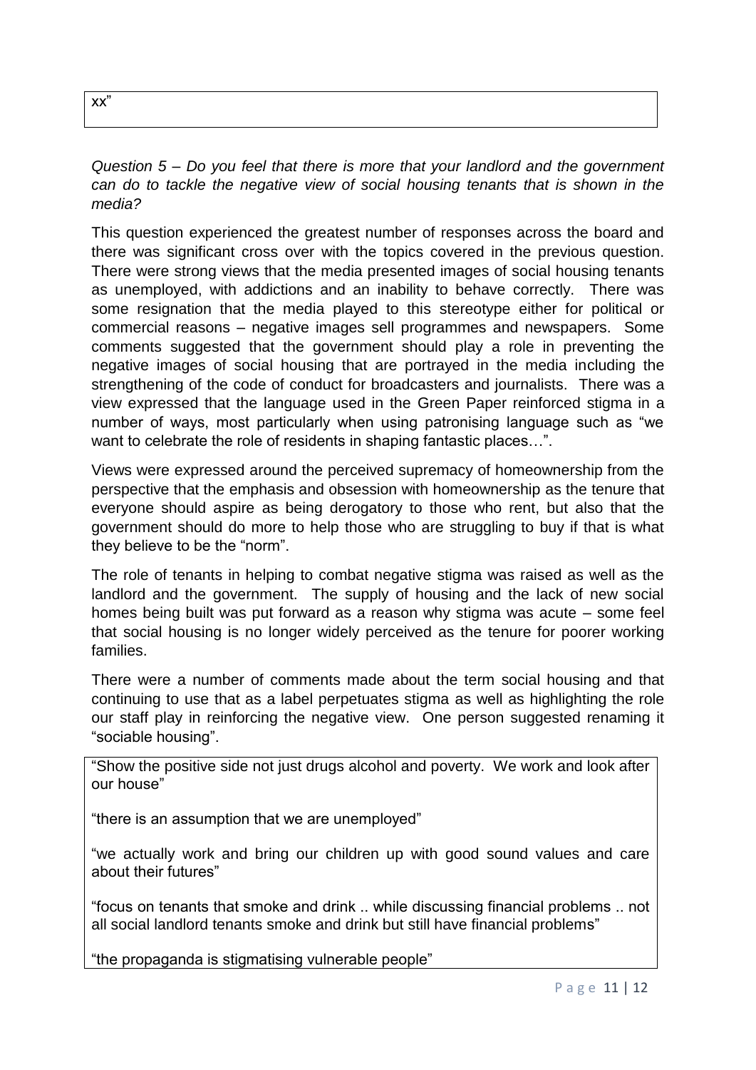xx"

*Question 5 – Do you feel that there is more that your landlord and the government can do to tackle the negative view of social housing tenants that is shown in the media?*

This question experienced the greatest number of responses across the board and there was significant cross over with the topics covered in the previous question. There were strong views that the media presented images of social housing tenants as unemployed, with addictions and an inability to behave correctly. There was some resignation that the media played to this stereotype either for political or commercial reasons – negative images sell programmes and newspapers. Some comments suggested that the government should play a role in preventing the negative images of social housing that are portrayed in the media including the strengthening of the code of conduct for broadcasters and journalists. There was a view expressed that the language used in the Green Paper reinforced stigma in a number of ways, most particularly when using patronising language such as "we want to celebrate the role of residents in shaping fantastic places…".

Views were expressed around the perceived supremacy of homeownership from the perspective that the emphasis and obsession with homeownership as the tenure that everyone should aspire as being derogatory to those who rent, but also that the government should do more to help those who are struggling to buy if that is what they believe to be the "norm".

The role of tenants in helping to combat negative stigma was raised as well as the landlord and the government. The supply of housing and the lack of new social homes being built was put forward as a reason why stigma was acute – some feel that social housing is no longer widely perceived as the tenure for poorer working families.

There were a number of comments made about the term social housing and that continuing to use that as a label perpetuates stigma as well as highlighting the role our staff play in reinforcing the negative view. One person suggested renaming it "sociable housing".

"Show the positive side not just drugs alcohol and poverty. We work and look after our house"

"there is an assumption that we are unemployed"

"we actually work and bring our children up with good sound values and care about their futures"

"focus on tenants that smoke and drink .. while discussing financial problems .. not all social landlord tenants smoke and drink but still have financial problems"

"the propaganda is stigmatising vulnerable people"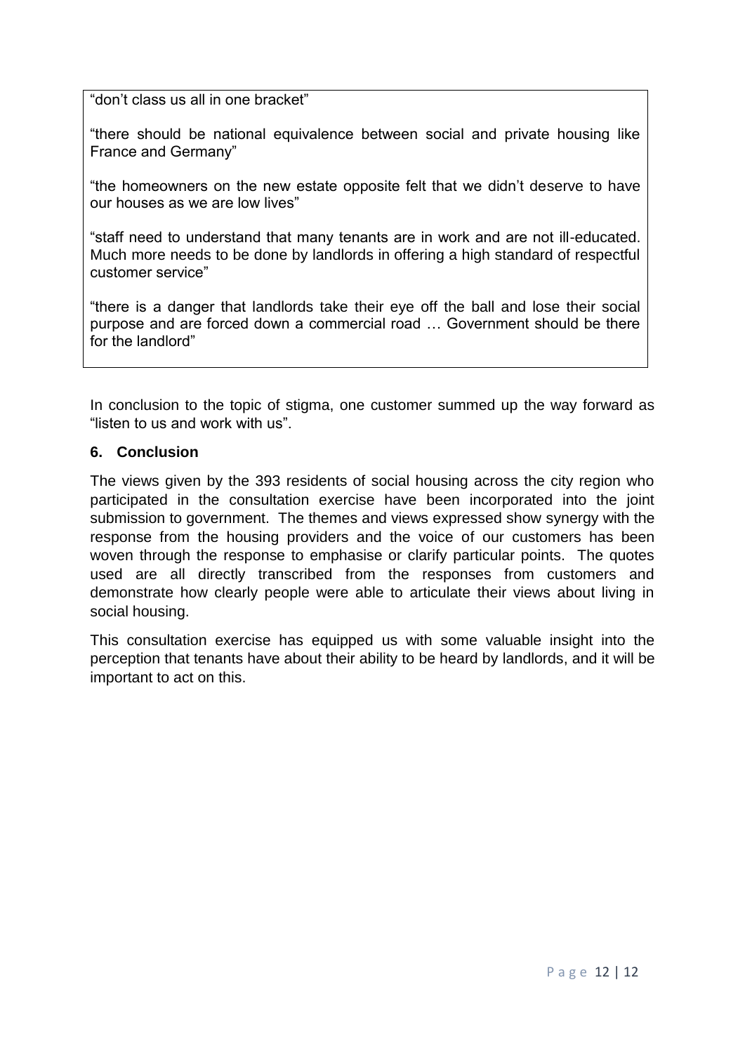"don't class us all in one bracket"

"there should be national equivalence between social and private housing like France and Germany"

"the homeowners on the new estate opposite felt that we didn't deserve to have our houses as we are low lives"

"staff need to understand that many tenants are in work and are not ill-educated. Much more needs to be done by landlords in offering a high standard of respectful customer service"

"there is a danger that landlords take their eye off the ball and lose their social purpose and are forced down a commercial road … Government should be there for the landlord"

In conclusion to the topic of stigma, one customer summed up the way forward as "listen to us and work with us".

## 6. Conclusion

The views given by the 393 residents of social housing across the city region who participated in the consultation exercise have been incorporated into the joint submission to government. The themes and views expressed show synergy with the response from the housing providers and the voice of our customers has been woven through the response to emphasise or clarify particular points. The quotes used are all directly transcribed from the responses from customers and demonstrate how clearly people were able to articulate their views about living in social housing.

This consultation exercise has equipped us with some valuable insight into the perception that tenants have about their ability to be heard by landlords, and it will be important to act on this.